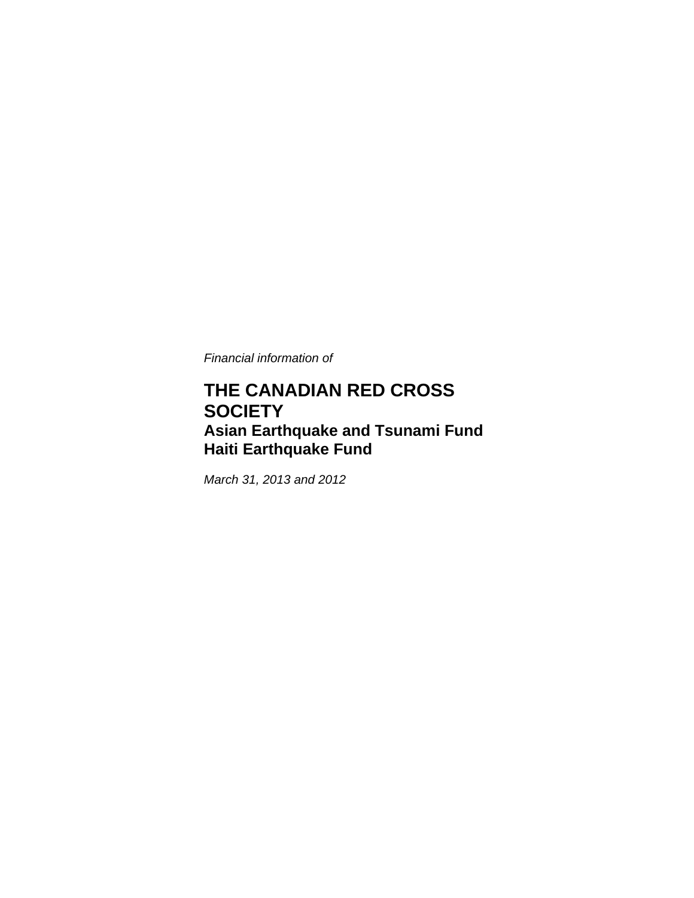*Financial information of*

# THE CANADIAN RED CROSS SOCIETY

## Asian Earthquake and Tsunami Fund
## Haiti Earthquake Fund

*March 31, 2013 and 2012*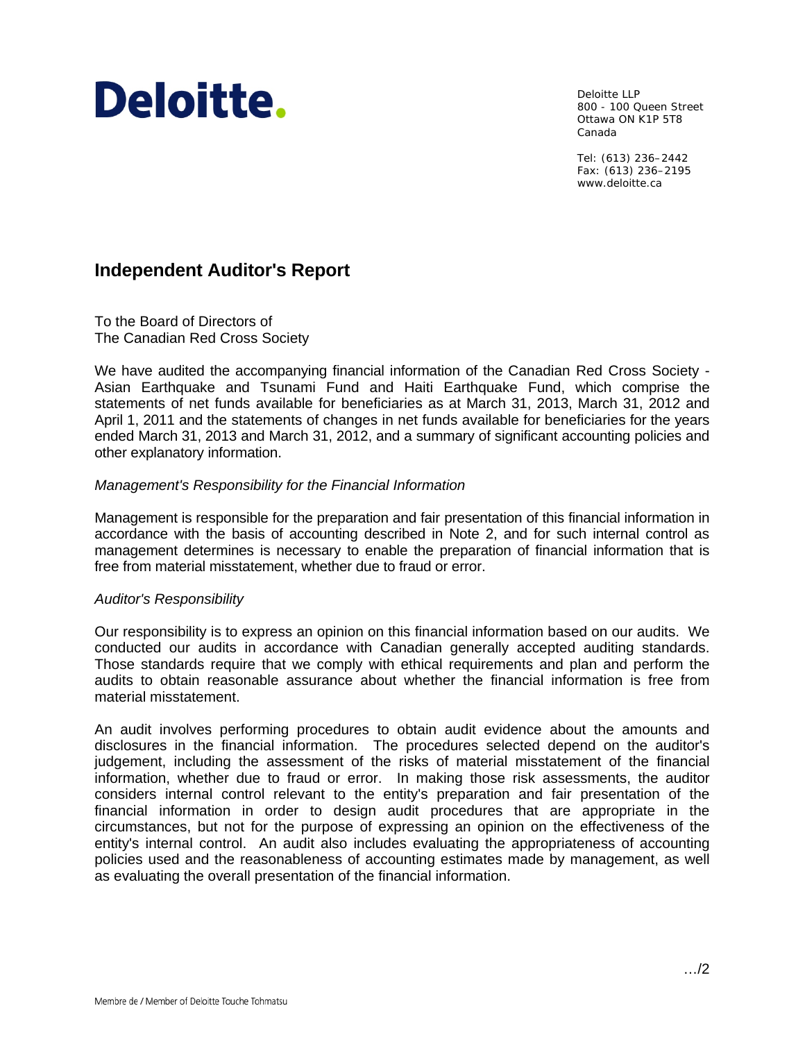**Deloitte.**

Deloitte LLP
800 - 100 Queen Street
Ottawa ON K1P 5T8
Canada

Tel: (613) 236–2442
Fax: (613) 236–2195
www.deloitte.ca

## Independent Auditor's Report

To the Board of Directors of
The Canadian Red Cross Society

We have audited the accompanying financial information of the Canadian Red Cross Society - Asian Earthquake and Tsunami Fund and Haiti Earthquake Fund, which comprise the statements of net funds available for beneficiaries as at March 31, 2013, March 31, 2012 and April 1, 2011 and the statements of changes in net funds available for beneficiaries for the years ended March 31, 2013 and March 31, 2012, and a summary of significant accounting policies and other explanatory information.

*Management's Responsibility for the Financial Information*

Management is responsible for the preparation and fair presentation of this financial information in accordance with the basis of accounting described in Note 2, and for such internal control as management determines is necessary to enable the preparation of financial information that is free from material misstatement, whether due to fraud or error.

*Auditor's Responsibility*

Our responsibility is to express an opinion on this financial information based on our audits. We conducted our audits in accordance with Canadian generally accepted auditing standards. Those standards require that we comply with ethical requirements and plan and perform the audits to obtain reasonable assurance about whether the financial information is free from material misstatement.

An audit involves performing procedures to obtain audit evidence about the amounts and disclosures in the financial information. The procedures selected depend on the auditor's judgement, including the assessment of the risks of material misstatement of the financial information, whether due to fraud or error. In making those risk assessments, the auditor considers internal control relevant to the entity's preparation and fair presentation of the financial information in order to design audit procedures that are appropriate in the circumstances, but not for the purpose of expressing an opinion on the effectiveness of the entity's internal control. An audit also includes evaluating the appropriateness of accounting policies used and the reasonableness of accounting estimates made by management, as well as evaluating the overall presentation of the financial information.

…/2

Membre de / Member of Deloitte Touche Tohmatsu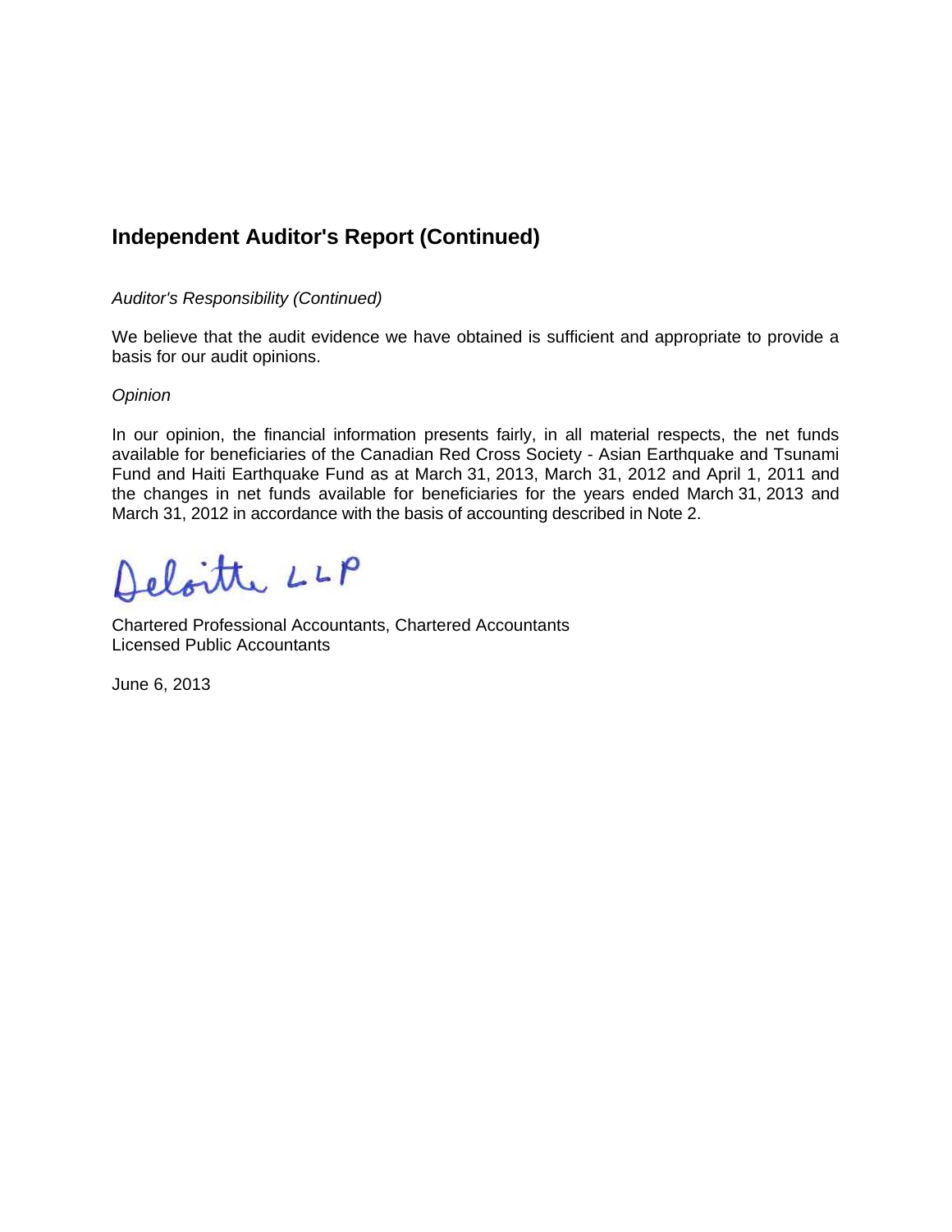## Independent Auditor's Report (Continued)

*Auditor's Responsibility (Continued)*

We believe that the audit evidence we have obtained is sufficient and appropriate to provide a basis for our audit opinions.

*Opinion*

In our opinion, the financial information presents fairly, in all material respects, the net funds available for beneficiaries of the Canadian Red Cross Society - Asian Earthquake and Tsunami Fund and Haiti Earthquake Fund as at March 31, 2013, March 31, 2012 and April 1, 2011 and the changes in net funds available for beneficiaries for the years ended March 31, 2013 and March 31, 2012 in accordance with the basis of accounting described in Note 2.

Deloitte LLP

Chartered Professional Accountants, Chartered Accountants
Licensed Public Accountants

June 6, 2013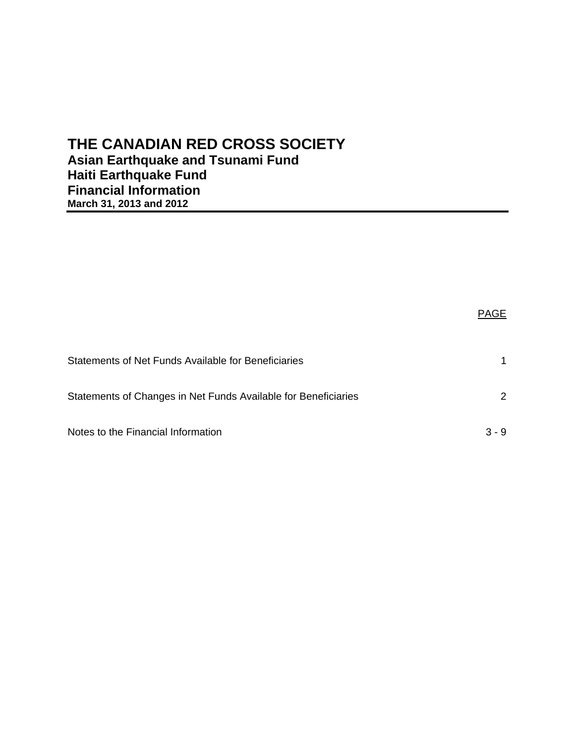# THE CANADIAN RED CROSS SOCIETY

## Asian Earthquake and Tsunami Fund

## Haiti Earthquake Fund

## Financial Information

**March 31, 2013 and 2012**

| | PAGE |
|---|---|
| Statements of Net Funds Available for Beneficiaries | 1 |
| Statements of Changes in Net Funds Available for Beneficiaries | 2 |
| Notes to the Financial Information | 3 - 9 |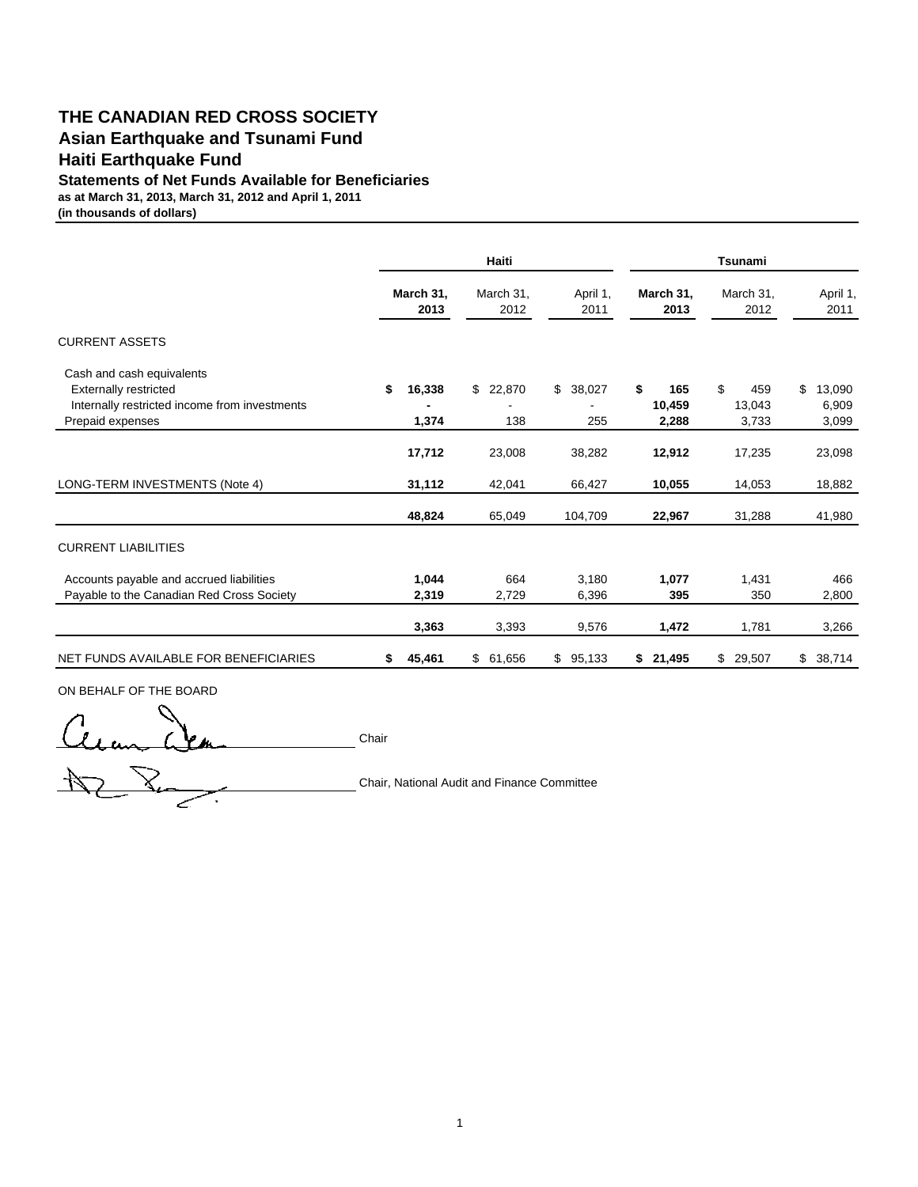# THE CANADIAN RED CROSS SOCIETY
## Asian Earthquake and Tsunami Fund
## Haiti Earthquake Fund
### Statements of Net Funds Available for Beneficiaries
**as at March 31, 2013, March 31, 2012 and April 1, 2011**
**(in thousands of dollars)**

| | Haiti | | | Tsunami | | |
|---|---|---|---|---|---|---|
| | **March 31, 2013** | March 31, 2012 | April 1, 2011 | **March 31, 2013** | March 31, 2012 | April 1, 2011 |
| CURRENT ASSETS | | | | | | |
| Cash and cash equivalents | | | | | | |
| Externally restricted | **$ 16,338** | $ 22,870 | $ 38,027 | **$ 165** | $ 459 | $ 13,090 |
| Internally restricted income from investments | **-** | - | - | **10,459** | 13,043 | 6,909 |
| Prepaid expenses | **1,374** | 138 | 255 | **2,288** | 3,733 | 3,099 |
| | **17,712** | 23,008 | 38,282 | **12,912** | 17,235 | 23,098 |
| LONG-TERM INVESTMENTS (Note 4) | **31,112** | 42,041 | 66,427 | **10,055** | 14,053 | 18,882 |
| | **48,824** | 65,049 | 104,709 | **22,967** | 31,288 | 41,980 |
| CURRENT LIABILITIES | | | | | | |
| Accounts payable and accrued liabilities | **1,044** | 664 | 3,180 | **1,077** | 1,431 | 466 |
| Payable to the Canadian Red Cross Society | **2,319** | 2,729 | 6,396 | **395** | 350 | 2,800 |
| | **3,363** | 3,393 | 9,576 | **1,472** | 1,781 | 3,266 |
| NET FUNDS AVAILABLE FOR BENEFICIARIES | **$ 45,461** | $ 61,656 | $ 95,133 | **$ 21,495** | $ 29,507 | $ 38,714 |

ON BEHALF OF THE BOARD

_______________ Chair

_______________ Chair, National Audit and Finance Committee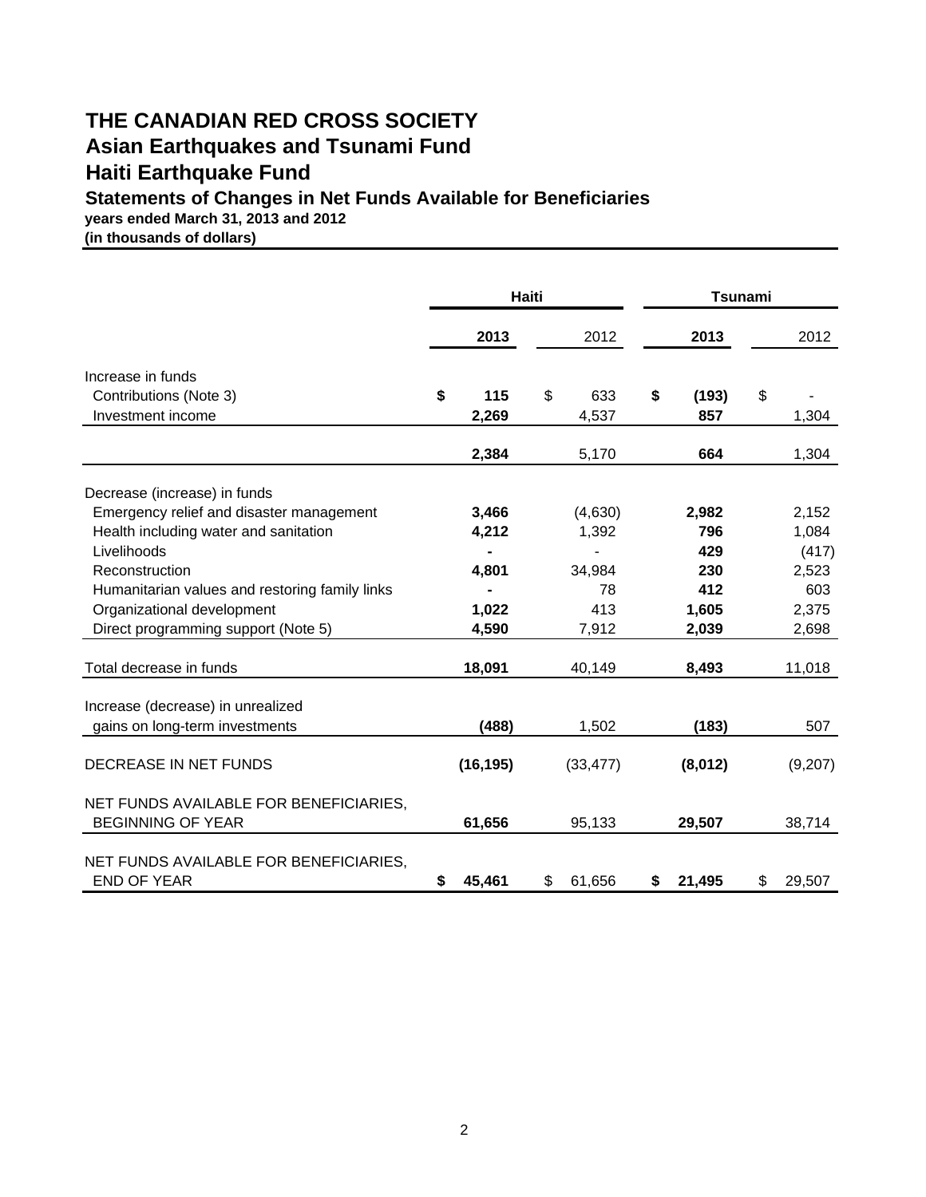# THE CANADIAN RED CROSS SOCIETY

## Asian Earthquakes and Tsunami Fund

## Haiti Earthquake Fund

### Statements of Changes in Net Funds Available for Beneficiaries

**years ended March 31, 2013 and 2012**
**(in thousands of dollars)**

| | Haiti | | Tsunami | |
|---|---|---|---|---|
| | **2013** | 2012 | **2013** | 2012 |
| Increase in funds | | | | |
| Contributions (Note 3) | **$ 115** | $ 633 | **$ (193)** | $ - |
| Investment income | **2,269** | 4,537 | **857** | 1,304 |
| | **2,384** | 5,170 | **664** | 1,304 |
| Decrease (increase) in funds | | | | |
| Emergency relief and disaster management | **3,466** | (4,630) | **2,982** | 2,152 |
| Health including water and sanitation | **4,212** | 1,392 | **796** | 1,084 |
| Livelihoods | **-** | - | **429** | (417) |
| Reconstruction | **4,801** | 34,984 | **230** | 2,523 |
| Humanitarian values and restoring family links | **-** | 78 | **412** | 603 |
| Organizational development | **1,022** | 413 | **1,605** | 2,375 |
| Direct programming support (Note 5) | **4,590** | 7,912 | **2,039** | 2,698 |
| Total decrease in funds | **18,091** | 40,149 | **8,493** | 11,018 |
| Increase (decrease) in unrealized gains on long-term investments | **(488)** | 1,502 | **(183)** | 507 |
| DECREASE IN NET FUNDS | **(16,195)** | (33,477) | **(8,012)** | (9,207) |
| NET FUNDS AVAILABLE FOR BENEFICIARIES, BEGINNING OF YEAR | **61,656** | 95,133 | **29,507** | 38,714 |
| NET FUNDS AVAILABLE FOR BENEFICIARIES, END OF YEAR | **$ 45,461** | $ 61,656 | **$ 21,495** | $ 29,507 |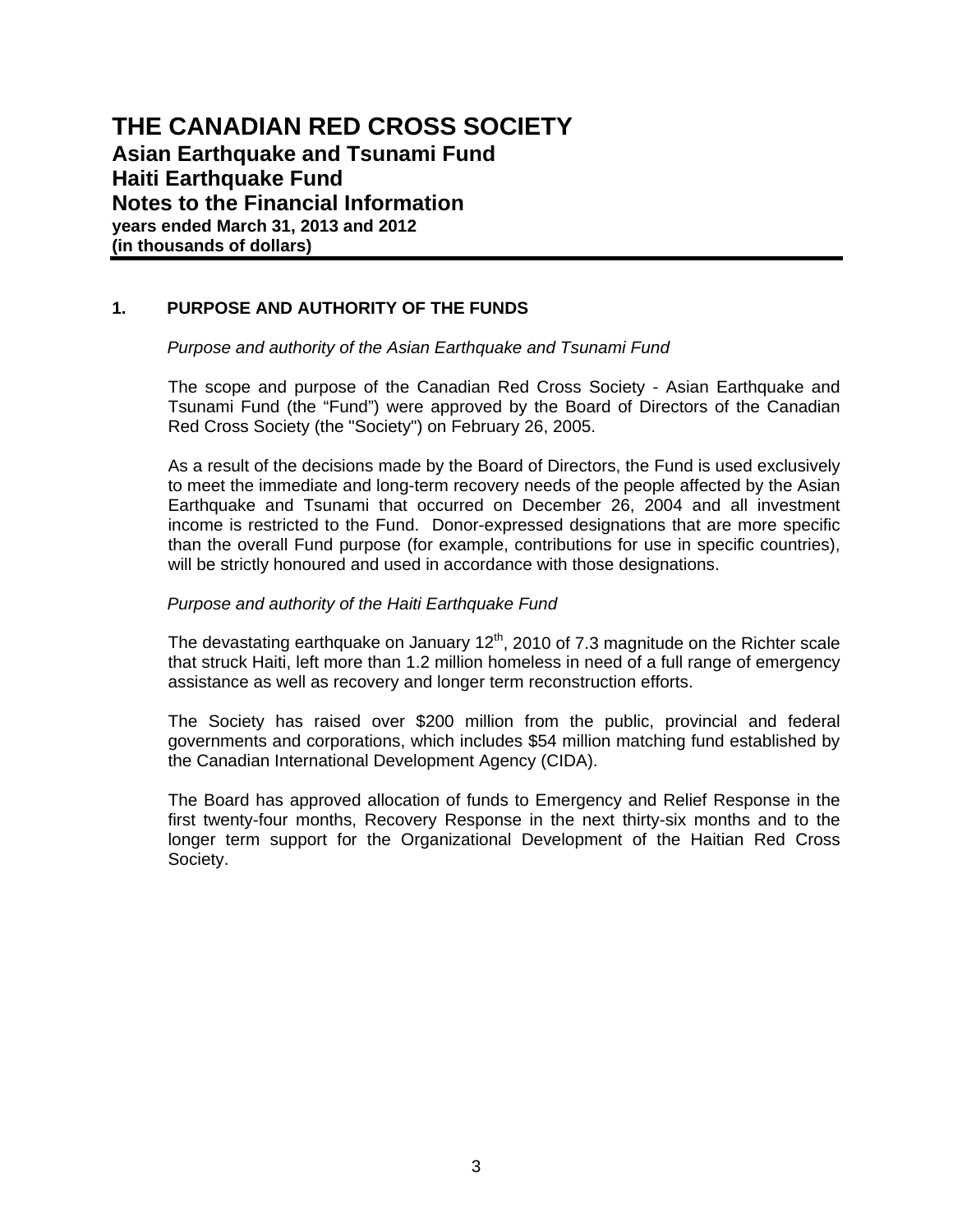# THE CANADIAN RED CROSS SOCIETY

## Asian Earthquake and Tsunami Fund

## Haiti Earthquake Fund

## Notes to the Financial Information

**years ended March 31, 2013 and 2012**
**(in thousands of dollars)**

### 1. PURPOSE AND AUTHORITY OF THE FUNDS

*Purpose and authority of the Asian Earthquake and Tsunami Fund*

The scope and purpose of the Canadian Red Cross Society - Asian Earthquake and Tsunami Fund (the "Fund") were approved by the Board of Directors of the Canadian Red Cross Society (the "Society") on February 26, 2005.

As a result of the decisions made by the Board of Directors, the Fund is used exclusively to meet the immediate and long-term recovery needs of the people affected by the Asian Earthquake and Tsunami that occurred on December 26, 2004 and all investment income is restricted to the Fund. Donor-expressed designations that are more specific than the overall Fund purpose (for example, contributions for use in specific countries), will be strictly honoured and used in accordance with those designations.

*Purpose and authority of the Haiti Earthquake Fund*

The devastating earthquake on January 12th, 2010 of 7.3 magnitude on the Richter scale that struck Haiti, left more than 1.2 million homeless in need of a full range of emergency assistance as well as recovery and longer term reconstruction efforts.

The Society has raised over $200 million from the public, provincial and federal governments and corporations, which includes $54 million matching fund established by the Canadian International Development Agency (CIDA).

The Board has approved allocation of funds to Emergency and Relief Response in the first twenty-four months, Recovery Response in the next thirty-six months and to the longer term support for the Organizational Development of the Haitian Red Cross Society.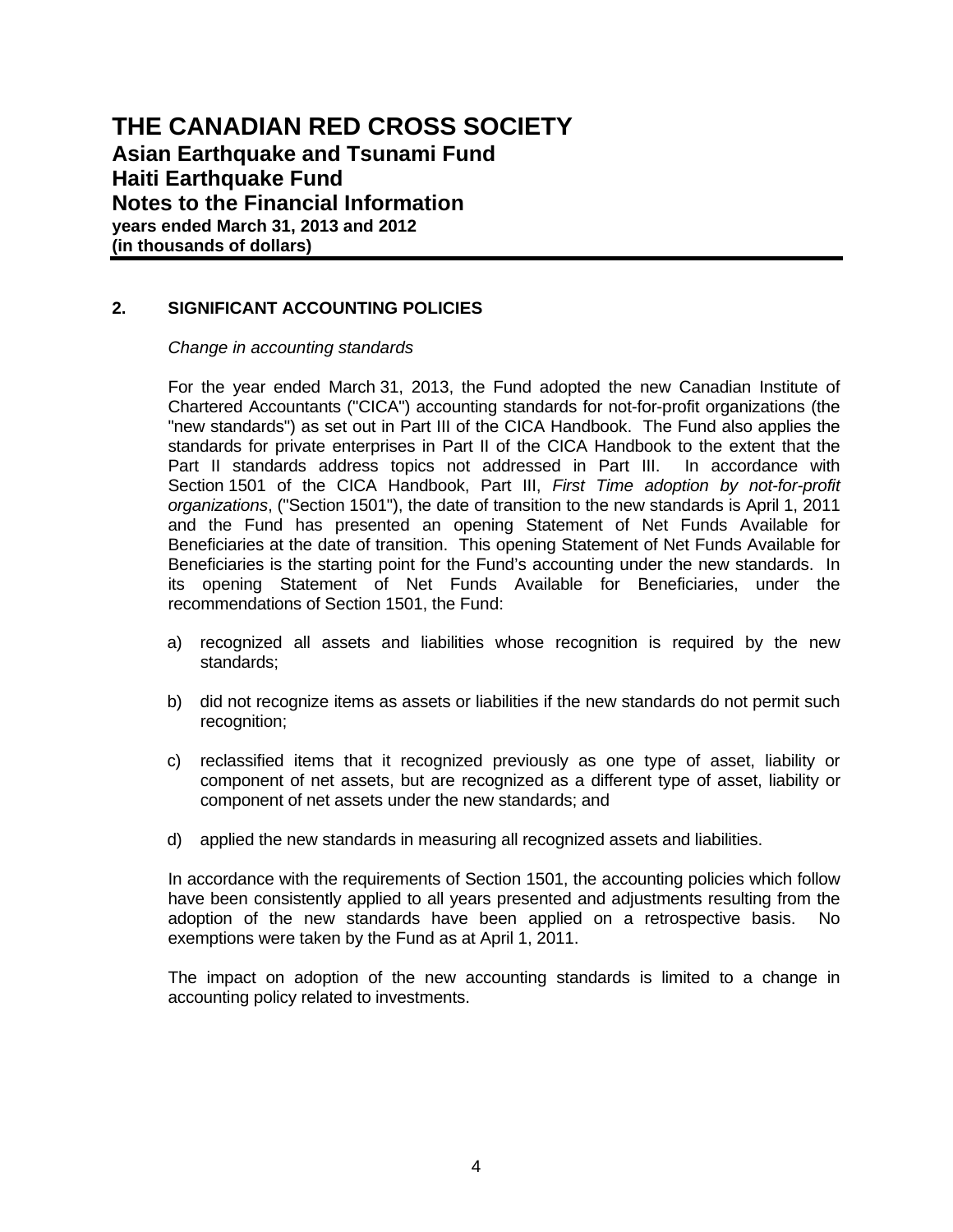# THE CANADIAN RED CROSS SOCIETY

## Asian Earthquake and Tsunami Fund
## Haiti Earthquake Fund
## Notes to the Financial Information

**years ended March 31, 2013 and 2012**
**(in thousands of dollars)**

### 2. SIGNIFICANT ACCOUNTING POLICIES

*Change in accounting standards*

For the year ended March 31, 2013, the Fund adopted the new Canadian Institute of Chartered Accountants ("CICA") accounting standards for not-for-profit organizations (the "new standards") as set out in Part III of the CICA Handbook. The Fund also applies the standards for private enterprises in Part II of the CICA Handbook to the extent that the Part II standards address topics not addressed in Part III. In accordance with Section 1501 of the CICA Handbook, Part III, *First Time adoption by not-for-profit organizations*, ("Section 1501"), the date of transition to the new standards is April 1, 2011 and the Fund has presented an opening Statement of Net Funds Available for Beneficiaries at the date of transition. This opening Statement of Net Funds Available for Beneficiaries is the starting point for the Fund's accounting under the new standards. In its opening Statement of Net Funds Available for Beneficiaries, under the recommendations of Section 1501, the Fund:

a) recognized all assets and liabilities whose recognition is required by the new standards;

b) did not recognize items as assets or liabilities if the new standards do not permit such recognition;

c) reclassified items that it recognized previously as one type of asset, liability or component of net assets, but are recognized as a different type of asset, liability or component of net assets under the new standards; and

d) applied the new standards in measuring all recognized assets and liabilities.

In accordance with the requirements of Section 1501, the accounting policies which follow have been consistently applied to all years presented and adjustments resulting from the adoption of the new standards have been applied on a retrospective basis. No exemptions were taken by the Fund as at April 1, 2011.

The impact on adoption of the new accounting standards is limited to a change in accounting policy related to investments.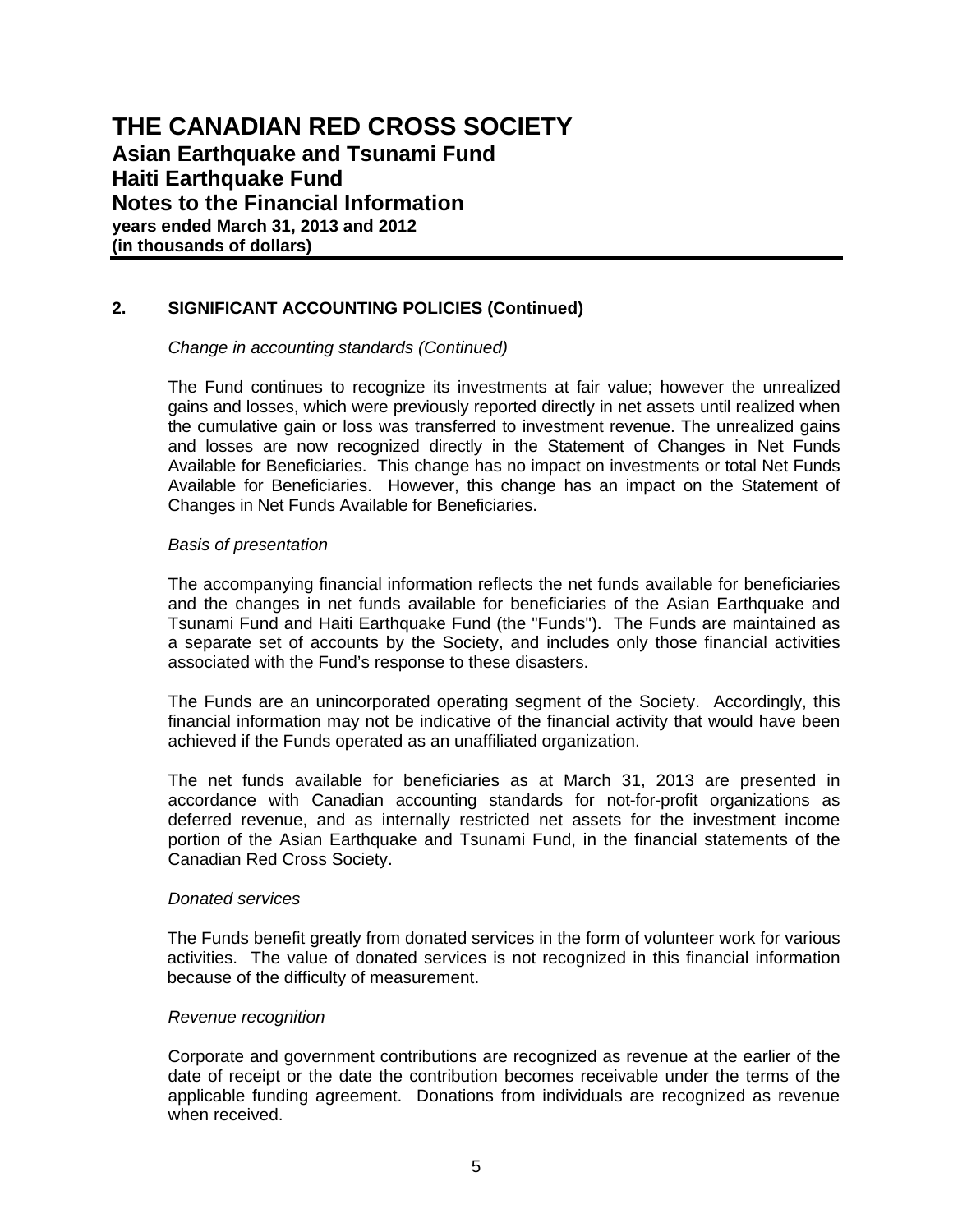# THE CANADIAN RED CROSS SOCIETY
## Asian Earthquake and Tsunami Fund
## Haiti Earthquake Fund
## Notes to the Financial Information
**years ended March 31, 2013 and 2012**
**(in thousands of dollars)**

### 2. SIGNIFICANT ACCOUNTING POLICIES (Continued)

*Change in accounting standards (Continued)*

The Fund continues to recognize its investments at fair value; however the unrealized gains and losses, which were previously reported directly in net assets until realized when the cumulative gain or loss was transferred to investment revenue. The unrealized gains and losses are now recognized directly in the Statement of Changes in Net Funds Available for Beneficiaries. This change has no impact on investments or total Net Funds Available for Beneficiaries. However, this change has an impact on the Statement of Changes in Net Funds Available for Beneficiaries.

*Basis of presentation*

The accompanying financial information reflects the net funds available for beneficiaries and the changes in net funds available for beneficiaries of the Asian Earthquake and Tsunami Fund and Haiti Earthquake Fund (the "Funds"). The Funds are maintained as a separate set of accounts by the Society, and includes only those financial activities associated with the Fund's response to these disasters.

The Funds are an unincorporated operating segment of the Society. Accordingly, this financial information may not be indicative of the financial activity that would have been achieved if the Funds operated as an unaffiliated organization.

The net funds available for beneficiaries as at March 31, 2013 are presented in accordance with Canadian accounting standards for not-for-profit organizations as deferred revenue, and as internally restricted net assets for the investment income portion of the Asian Earthquake and Tsunami Fund, in the financial statements of the Canadian Red Cross Society.

*Donated services*

The Funds benefit greatly from donated services in the form of volunteer work for various activities. The value of donated services is not recognized in this financial information because of the difficulty of measurement.

*Revenue recognition*

Corporate and government contributions are recognized as revenue at the earlier of the date of receipt or the date the contribution becomes receivable under the terms of the applicable funding agreement. Donations from individuals are recognized as revenue when received.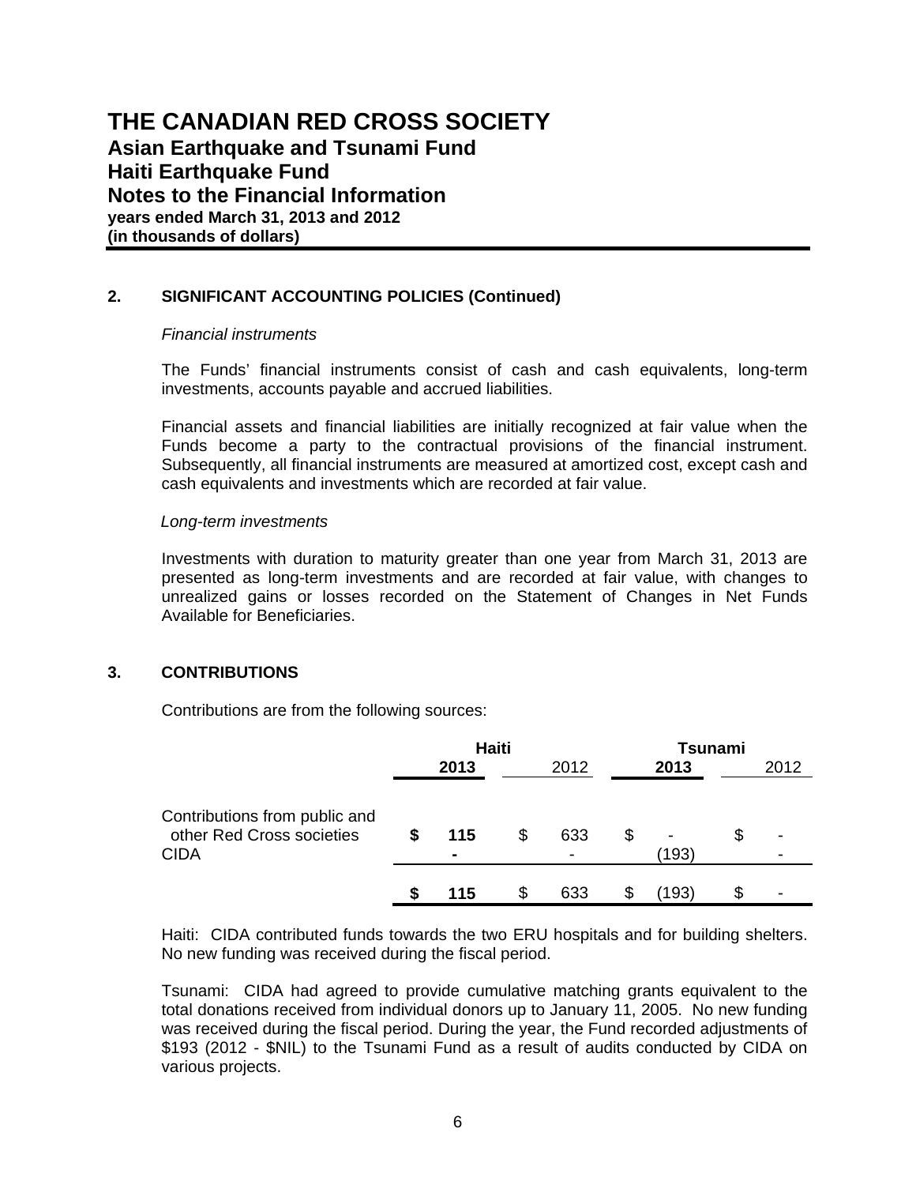# THE CANADIAN RED CROSS SOCIETY
## Asian Earthquake and Tsunami Fund
## Haiti Earthquake Fund
## Notes to the Financial Information
**years ended March 31, 2013 and 2012**
**(in thousands of dollars)**

### 2. SIGNIFICANT ACCOUNTING POLICIES (Continued)

*Financial instruments*

The Funds' financial instruments consist of cash and cash equivalents, long-term investments, accounts payable and accrued liabilities.

Financial assets and financial liabilities are initially recognized at fair value when the Funds become a party to the contractual provisions of the financial instrument. Subsequently, all financial instruments are measured at amortized cost, except cash and cash equivalents and investments which are recorded at fair value.

*Long-term investments*

Investments with duration to maturity greater than one year from March 31, 2013 are presented as long-term investments and are recorded at fair value, with changes to unrealized gains or losses recorded on the Statement of Changes in Net Funds Available for Beneficiaries.

### 3. CONTRIBUTIONS

Contributions are from the following sources:

| | Haiti | | Tsunami | |
|---|---|---|---|---|
| | **2013** | 2012 | **2013** | 2012 |
| Contributions from public and other Red Cross societies | **$ 115** | $ 633 | $ - | $ - |
| CIDA | **-** | - | (193) | - |
| | **$ 115** | $ 633 | $ (193) | $ - |

Haiti: CIDA contributed funds towards the two ERU hospitals and for building shelters. No new funding was received during the fiscal period.

Tsunami: CIDA had agreed to provide cumulative matching grants equivalent to the total donations received from individual donors up to January 11, 2005. No new funding was received during the fiscal period. During the year, the Fund recorded adjustments of $193 (2012 - $NIL) to the Tsunami Fund as a result of audits conducted by CIDA on various projects.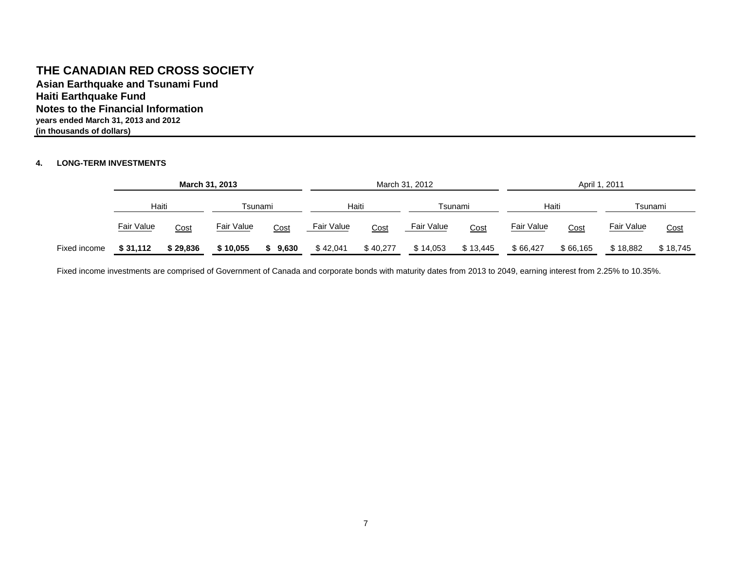# THE CANADIAN RED CROSS SOCIETY

**Asian Earthquake and Tsunami Fund**
**Haiti Earthquake Fund**
**Notes to the Financial Information**
**years ended March 31, 2013 and 2012**
**(in thousands of dollars)**

## 4. LONG-TERM INVESTMENTS

| | **March 31, 2013** | | | | March 31, 2012 | | | | April 1, 2011 | | | |
|---|---|---|---|---|---|---|---|---|---|---|---|---|
| | Haiti | | Tsunami | | Haiti | | Tsunami | | Haiti | | Tsunami | |
| | Fair Value | Cost | Fair Value | Cost | Fair Value | Cost | Fair Value | Cost | Fair Value | Cost | Fair Value | Cost |
| Fixed income | **$ 31,112** | **$ 29,836** | **$ 10,055** | **$ 9,630** | $ 42,041 | $ 40,277 | $ 14,053 | $ 13,445 | $ 66,427 | $ 66,165 | $ 18,882 | $ 18,745 |

Fixed income investments are comprised of Government of Canada and corporate bonds with maturity dates from 2013 to 2049, earning interest from 2.25% to 10.35%.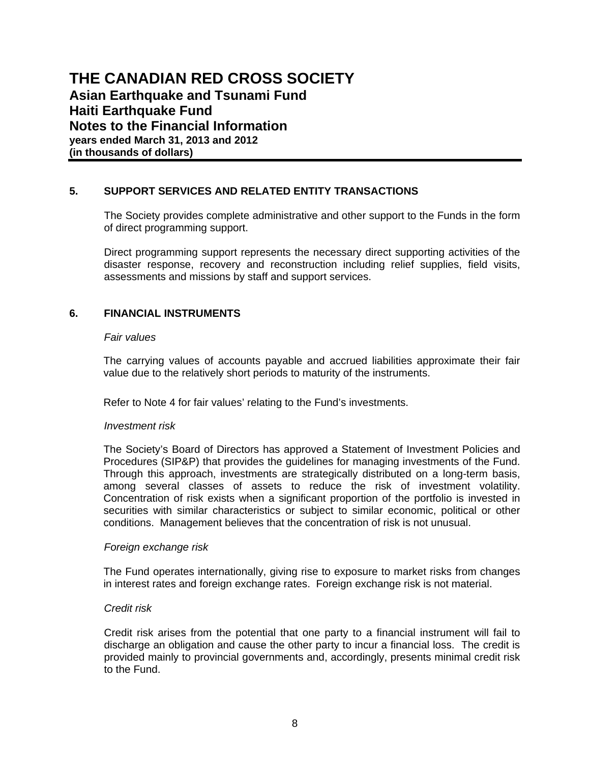# THE CANADIAN RED CROSS SOCIETY
## Asian Earthquake and Tsunami Fund
## Haiti Earthquake Fund
## Notes to the Financial Information
**years ended March 31, 2013 and 2012**
**(in thousands of dollars)**

### 5. SUPPORT SERVICES AND RELATED ENTITY TRANSACTIONS

The Society provides complete administrative and other support to the Funds in the form of direct programming support.

Direct programming support represents the necessary direct supporting activities of the disaster response, recovery and reconstruction including relief supplies, field visits, assessments and missions by staff and support services.

### 6. FINANCIAL INSTRUMENTS

*Fair values*

The carrying values of accounts payable and accrued liabilities approximate their fair value due to the relatively short periods to maturity of the instruments.

Refer to Note 4 for fair values' relating to the Fund's investments.

*Investment risk*

The Society's Board of Directors has approved a Statement of Investment Policies and Procedures (SIP&P) that provides the guidelines for managing investments of the Fund. Through this approach, investments are strategically distributed on a long-term basis, among several classes of assets to reduce the risk of investment volatility. Concentration of risk exists when a significant proportion of the portfolio is invested in securities with similar characteristics or subject to similar economic, political or other conditions. Management believes that the concentration of risk is not unusual.

*Foreign exchange risk*

The Fund operates internationally, giving rise to exposure to market risks from changes in interest rates and foreign exchange rates. Foreign exchange risk is not material.

*Credit risk*

Credit risk arises from the potential that one party to a financial instrument will fail to discharge an obligation and cause the other party to incur a financial loss. The credit is provided mainly to provincial governments and, accordingly, presents minimal credit risk to the Fund.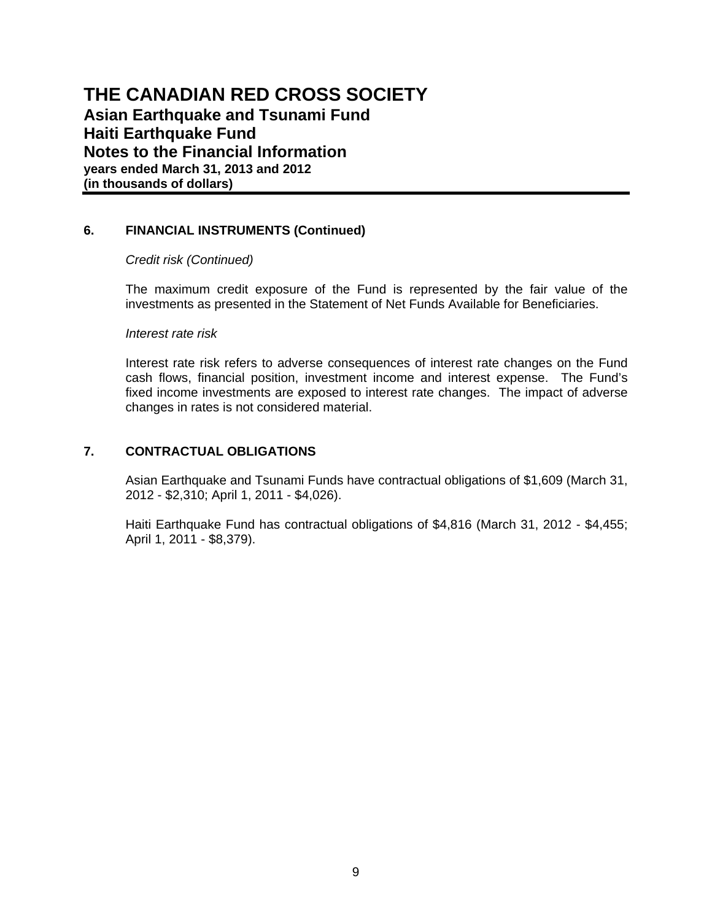# THE CANADIAN RED CROSS SOCIETY

## Asian Earthquake and Tsunami Fund
## Haiti Earthquake Fund
## Notes to the Financial Information

**years ended March 31, 2013 and 2012**
**(in thousands of dollars)**

### 6. FINANCIAL INSTRUMENTS (Continued)

*Credit risk (Continued)*

The maximum credit exposure of the Fund is represented by the fair value of the investments as presented in the Statement of Net Funds Available for Beneficiaries.

*Interest rate risk*

Interest rate risk refers to adverse consequences of interest rate changes on the Fund cash flows, financial position, investment income and interest expense. The Fund's fixed income investments are exposed to interest rate changes. The impact of adverse changes in rates is not considered material.

### 7. CONTRACTUAL OBLIGATIONS

Asian Earthquake and Tsunami Funds have contractual obligations of $1,609 (March 31, 2012 - $2,310; April 1, 2011 - $4,026).

Haiti Earthquake Fund has contractual obligations of $4,816 (March 31, 2012 - $4,455; April 1, 2011 - $8,379).